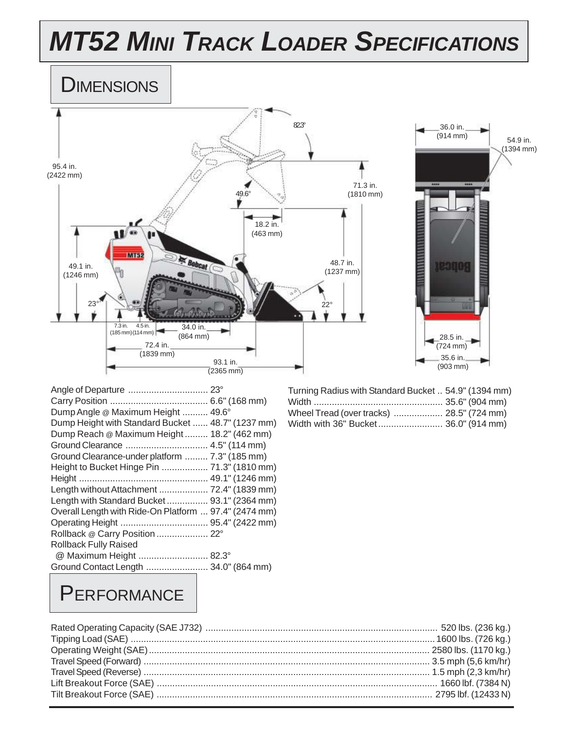# MT52 Mini Track Loader Specifications

## Dimensions

| Specification | Value |
|---|---|
| Angle of Departure | 23° |
| Carry Position | 6.6" (168 mm) |
| Dump Angle @ Maximum Height | 49.6° |
| Dump Height with Standard Bucket | 48.7" (1237 mm) |
| Dump Reach @ Maximum Height | 18.2" (462 mm) |
| Ground Clearance | 4.5" (114 mm) |
| Ground Clearance-under platform | 7.3" (185 mm) |
| Height to Bucket Hinge Pin | 71.3" (1810 mm) |
| Height | 49.1" (1246 mm) |
| Length without Attachment | 72.4" (1839 mm) |
| Length with Standard Bucket | 93.1" (2364 mm) |
| Overall Length with Ride-On Platform | 97.4" (2474 mm) |
| Operating Height | 95.4" (2422 mm) |
| Rollback @ Carry Position | 22° |
| Rollback Fully Raised @ Maximum Height | 82.3° |
| Ground Contact Length | 34.0" (864 mm) |

| Specification | Value |
|---|---|
| Turning Radius with Standard Bucket | 54.9" (1394 mm) |
| Width | 35.6" (904 mm) |
| Wheel Tread (over tracks) | 28.5" (724 mm) |
| Width with 36" Bucket | 36.0" (914 mm) |

## Performance

| Specification | Value |
|---|---|
| Rated Operating Capacity (SAE J732) | 520 lbs. (236 kg.) |
| Tipping Load (SAE) | 1600 lbs. (726 kg.) |
| Operating Weight (SAE) | 2580 lbs. (1170 kg.) |
| Travel Speed (Forward) | 3.5 mph (5,6 km/hr) |
| Travel Speed (Reverse) | 1.5 mph (2,3 km/hr) |
| Lift Breakout Force (SAE) | 1660 lbf. (7384 N) |
| Tilt Breakout Force (SAE) | 2795 lbf. (12433 N) |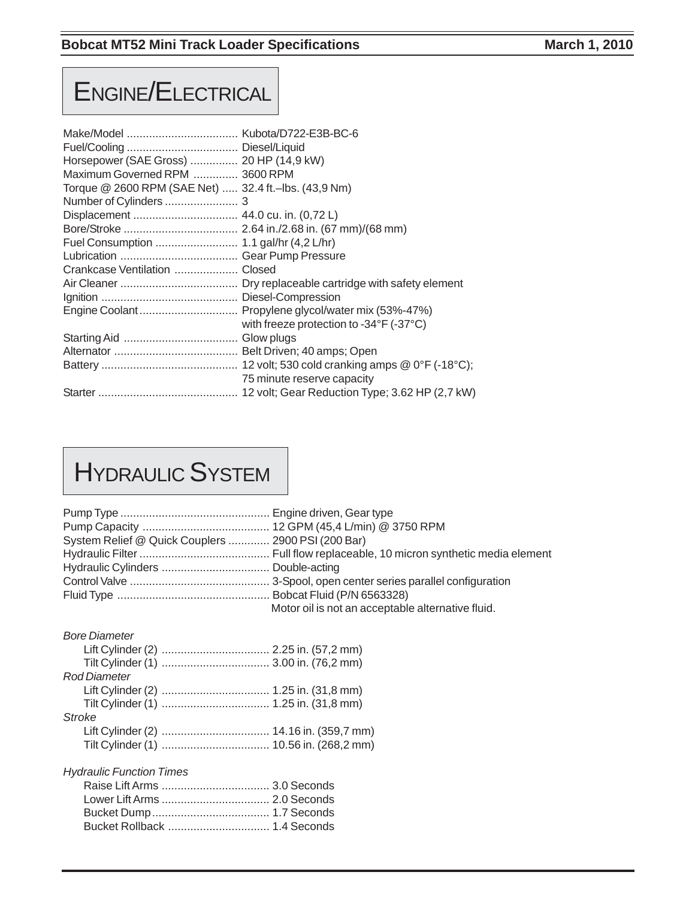# Engine/Electrical

| | |
|---|---|
| Make/Model | Kubota/D722-E3B-BC-6 |
| Fuel/Cooling | Diesel/Liquid |
| Horsepower (SAE Gross) | 20 HP (14,9 kW) |
| Maximum Governed RPM | 3600 RPM |
| Torque @ 2600 RPM (SAE Net) | 32.4 ft.–lbs. (43,9 Nm) |
| Number of Cylinders | 3 |
| Displacement | 44.0 cu. in. (0,72 L) |
| Bore/Stroke | 2.64 in./2.68 in. (67 mm)/(68 mm) |
| Fuel Consumption | 1.1 gal/hr (4,2 L/hr) |
| Lubrication | Gear Pump Pressure |
| Crankcase Ventilation | Closed |
| Air Cleaner | Dry replaceable cartridge with safety element |
| Ignition | Diesel-Compression |
| Engine Coolant | Propylene glycol/water mix (53%-47%) with freeze protection to -34°F (-37°C) |
| Starting Aid | Glow plugs |
| Alternator | Belt Driven; 40 amps; Open |
| Battery | 12 volt; 530 cold cranking amps @ 0°F (-18°C); 75 minute reserve capacity |
| Starter | 12 volt; Gear Reduction Type; 3.62 HP (2,7 kW) |

# Hydraulic System

| | |
|---|---|
| Pump Type | Engine driven, Gear type |
| Pump Capacity | 12 GPM (45,4 L/min) @ 3750 RPM |
| System Relief @ Quick Couplers | 2900 PSI (200 Bar) |
| Hydraulic Filter | Full flow replaceable, 10 micron synthetic media element |
| Hydraulic Cylinders | Double-acting |
| Control Valve | 3-Spool, open center series parallel configuration |
| Fluid Type | Bobcat Fluid (P/N 6563328) Motor oil is not an acceptable alternative fluid. |

*Bore Diameter*

| | |
|---|---|
| Lift Cylinder (2) | 2.25 in. (57,2 mm) |
| Tilt Cylinder (1) | 3.00 in. (76,2 mm) |

*Rod Diameter*

| | |
|---|---|
| Lift Cylinder (2) | 1.25 in. (31,8 mm) |
| Tilt Cylinder (1) | 1.25 in. (31,8 mm) |

*Stroke*

| | |
|---|---|
| Lift Cylinder (2) | 14.16 in. (359,7 mm) |
| Tilt Cylinder (1) | 10.56 in. (268,2 mm) |

*Hydraulic Function Times*

| | |
|---|---|
| Raise Lift Arms | 3.0 Seconds |
| Lower Lift Arms | 2.0 Seconds |
| Bucket Dump | 1.7 Seconds |
| Bucket Rollback | 1.4 Seconds |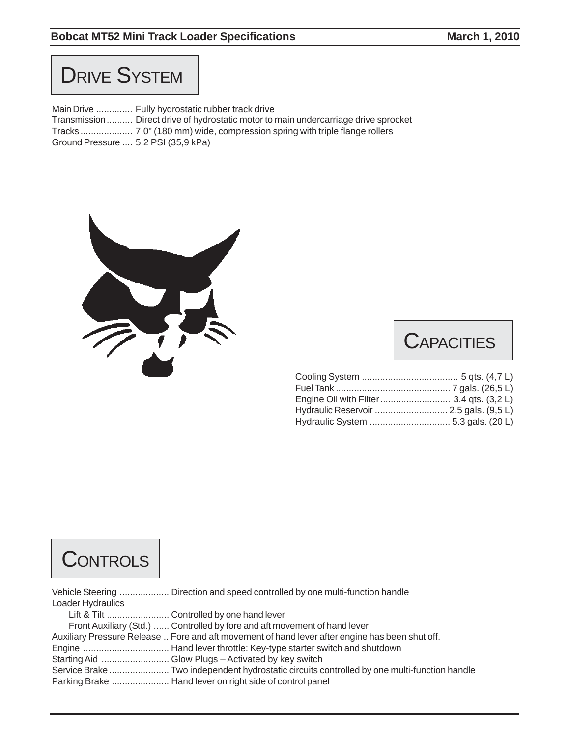## Drive System

Main Drive .............. Fully hydrostatic rubber track drive
Transmission .......... Direct drive of hydrostatic motor to main undercarriage drive sprocket
Tracks .................... 7.0" (180 mm) wide, compression spring with triple flange rollers
Ground Pressure .... 5.2 PSI (35,9 kPa)

## Capacities

Cooling System ..................................... 5 qts. (4,7 L)
Fuel Tank ............................................ 7 gals. (26,5 L)
Engine Oil with Filter ........................... 3.4 qts. (3,2 L)
Hydraulic Reservoir ............................ 2.5 gals. (9,5 L)
Hydraulic System ............................... 5.3 gals. (20 L)

## Controls

Vehicle Steering ................... Direction and speed controlled by one multi-function handle
Loader Hydraulics
  Lift & Tilt ........................ Controlled by one hand lever
  Front Auxiliary (Std.) ...... Controlled by fore and aft movement of hand lever
Auxiliary Pressure Release .. Fore and aft movement of hand lever after engine has been shut off.
Engine ................................. Hand lever throttle: Key-type starter switch and shutdown
Starting Aid .......................... Glow Plugs – Activated by key switch
Service Brake ....................... Two independent hydrostatic circuits controlled by one multi-function handle
Parking Brake ...................... Hand lever on right side of control panel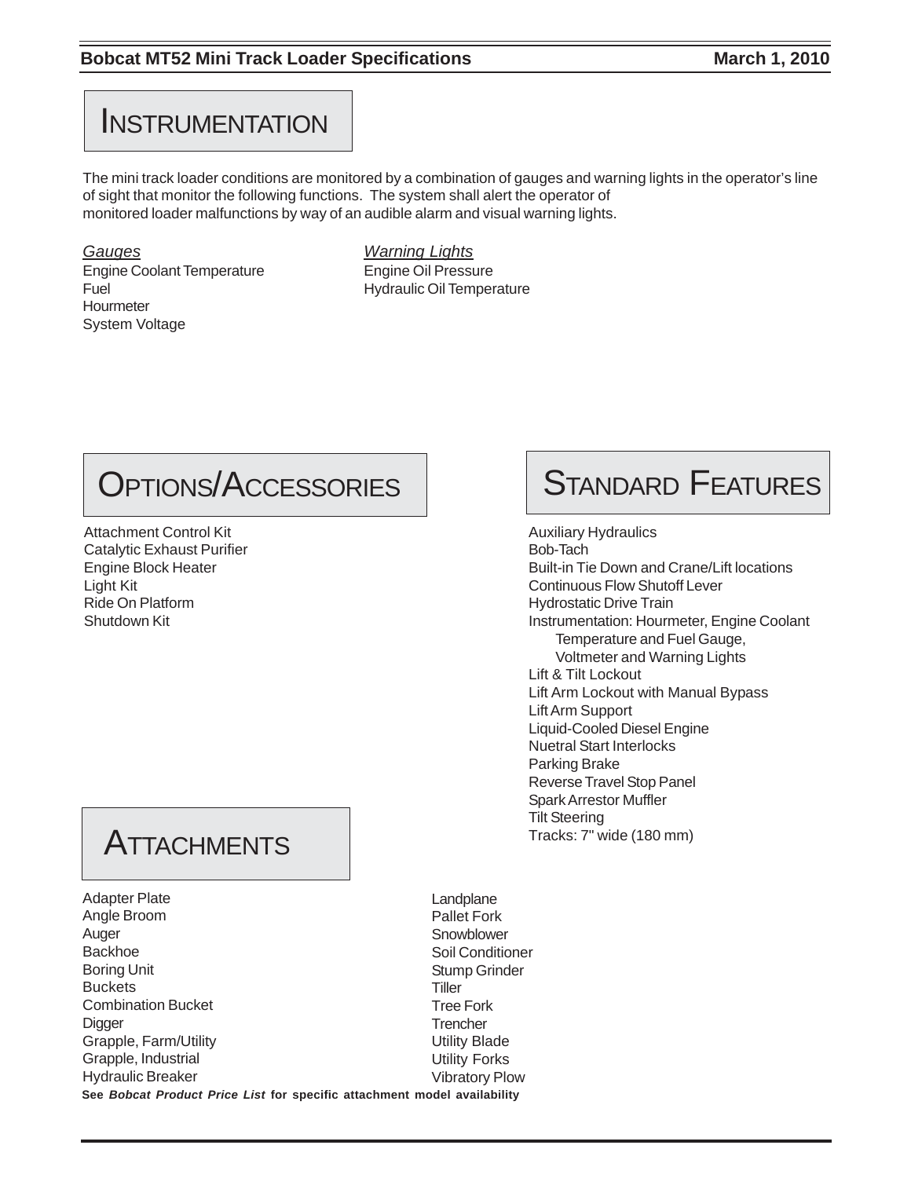# Instrumentation

The mini track loader conditions are monitored by a combination of gauges and warning lights in the operator's line of sight that monitor the following functions. The system shall alert the operator of monitored loader malfunctions by way of an audible alarm and visual warning lights.

*Gauges*
Engine Coolant Temperature
Fuel
Hourmeter
System Voltage

*Warning Lights*
Engine Oil Pressure
Hydraulic Oil Temperature

# Options/Accessories

Attachment Control Kit
Catalytic Exhaust Purifier
Engine Block Heater
Light Kit
Ride On Platform
Shutdown Kit

# Standard Features

Auxiliary Hydraulics
Bob-Tach
Built-in Tie Down and Crane/Lift locations
Continuous Flow Shutoff Lever
Hydrostatic Drive Train
Instrumentation: Hourmeter, Engine Coolant Temperature and Fuel Gauge, Voltmeter and Warning Lights
Lift & Tilt Lockout
Lift Arm Lockout with Manual Bypass
Lift Arm Support
Liquid-Cooled Diesel Engine
Nuetral Start Interlocks
Parking Brake
Reverse Travel Stop Panel
Spark Arrestor Muffler
Tilt Steering
Tracks: 7" wide (180 mm)

# Attachments

Adapter Plate
Angle Broom
Auger
Backhoe
Boring Unit
Buckets
Combination Bucket
Digger
Grapple, Farm/Utility
Grapple, Industrial
Hydraulic Breaker
Landplane
Pallet Fork
Snowblower
Soil Conditioner
Stump Grinder
Tiller
Tree Fork
Trencher
Utility Blade
Utility Forks
Vibratory Plow

**See *Bobcat Product Price List* for specific attachment model availability**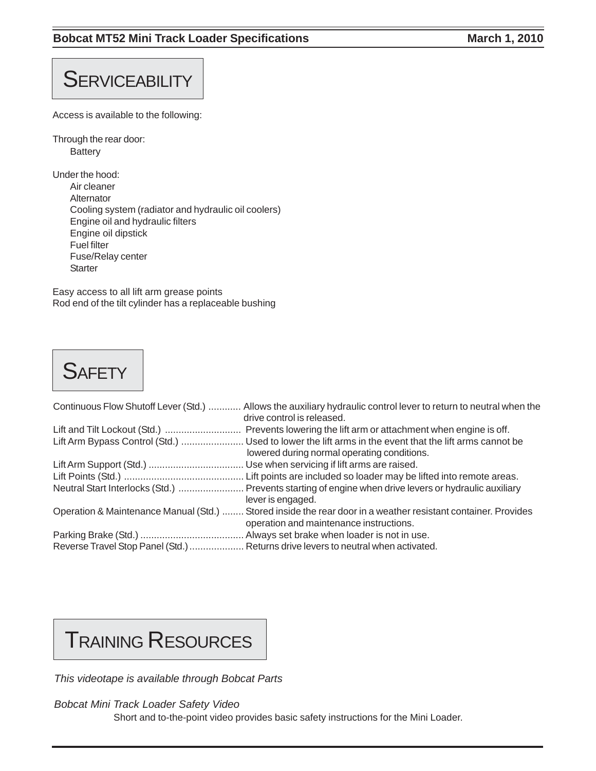## Serviceability

Access is available to the following:

Through the rear door:
- Battery

Under the hood:
- Air cleaner
- Alternator
- Cooling system (radiator and hydraulic oil coolers)
- Engine oil and hydraulic filters
- Engine oil dipstick
- Fuel filter
- Fuse/Relay center
- Starter

Easy access to all lift arm grease points
Rod end of the tilt cylinder has a replaceable bushing

## Safety

| | |
|---|---|
| Continuous Flow Shutoff Lever (Std.) | Allows the auxiliary hydraulic control lever to return to neutral when the drive control is released. |
| Lift and Tilt Lockout (Std.) | Prevents lowering the lift arm or attachment when engine is off. |
| Lift Arm Bypass Control (Std.) | Used to lower the lift arms in the event that the lift arms cannot be lowered during normal operating conditions. |
| Lift Arm Support (Std.) | Use when servicing if lift arms are raised. |
| Lift Points (Std.) | Lift points are included so loader may be lifted into remote areas. |
| Neutral Start Interlocks (Std.) | Prevents starting of engine when drive levers or hydraulic auxiliary lever is engaged. |
| Operation & Maintenance Manual (Std.) | Stored inside the rear door in a weather resistant container. Provides operation and maintenance instructions. |
| Parking Brake (Std.) | Always set brake when loader is not in use. |
| Reverse Travel Stop Panel (Std.) | Returns drive levers to neutral when activated. |

## Training Resources

*This videotape is available through Bobcat Parts*

*Bobcat Mini Track Loader Safety Video*

Short and to-the-point video provides basic safety instructions for the Mini Loader.